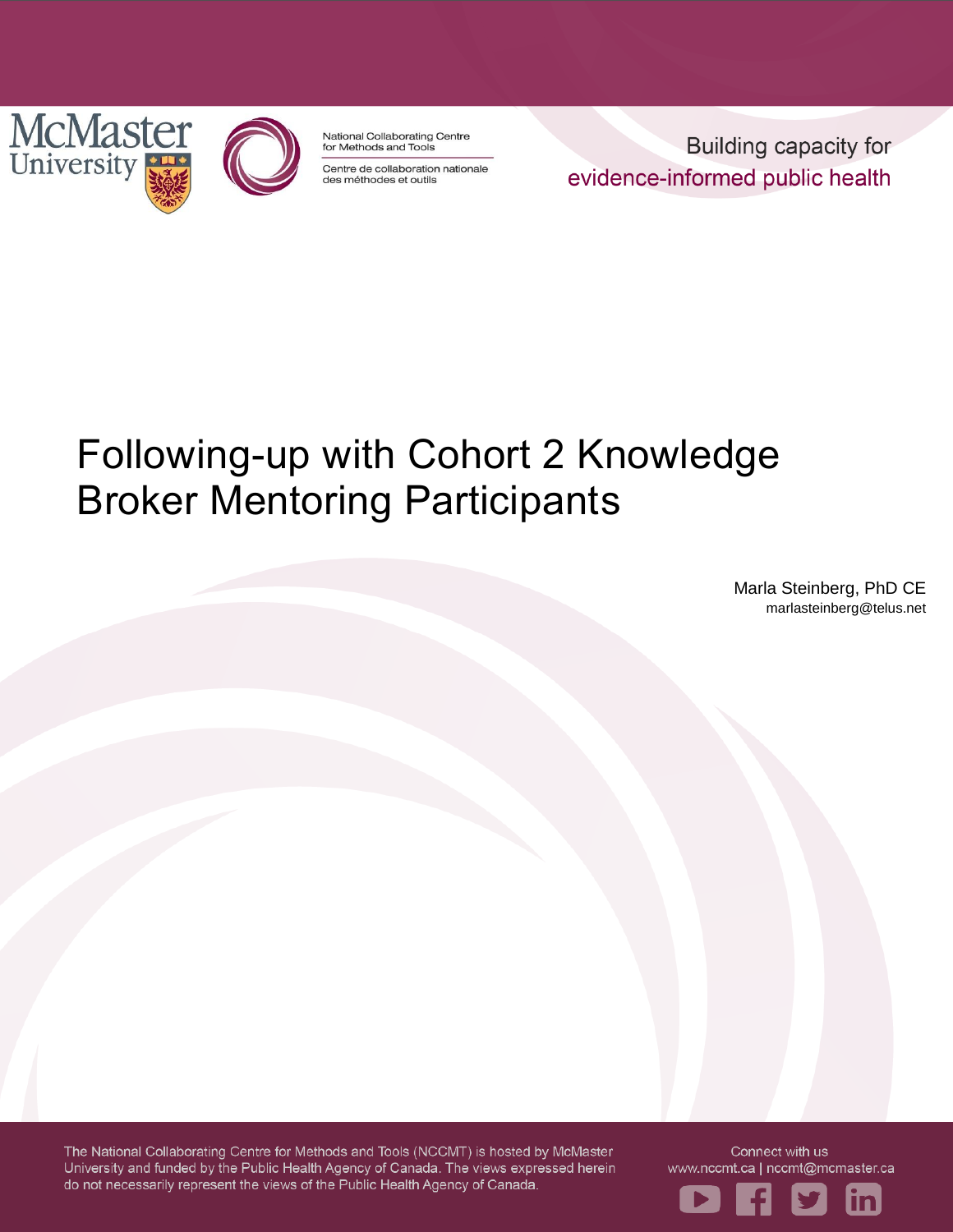McMaster University

National Collaborating Centre for Methods and Tools

Centre de collaboration nationale des méthodes et outils

Building capacity for evidence-informed public health

# Following-up with Cohort 2 Knowledge Broker Mentoring Participants

Marla Steinberg, PhD CE
marlasteinberg@telus.net

The National Collaborating Centre for Methods and Tools (NCCMT) is hosted by McMaster University and funded by the Public Health Agency of Canada. The views expressed herein do not necessarily represent the views of the Public Health Agency of Canada.

Connect with us
www.nccmt.ca | nccmt@mcmaster.ca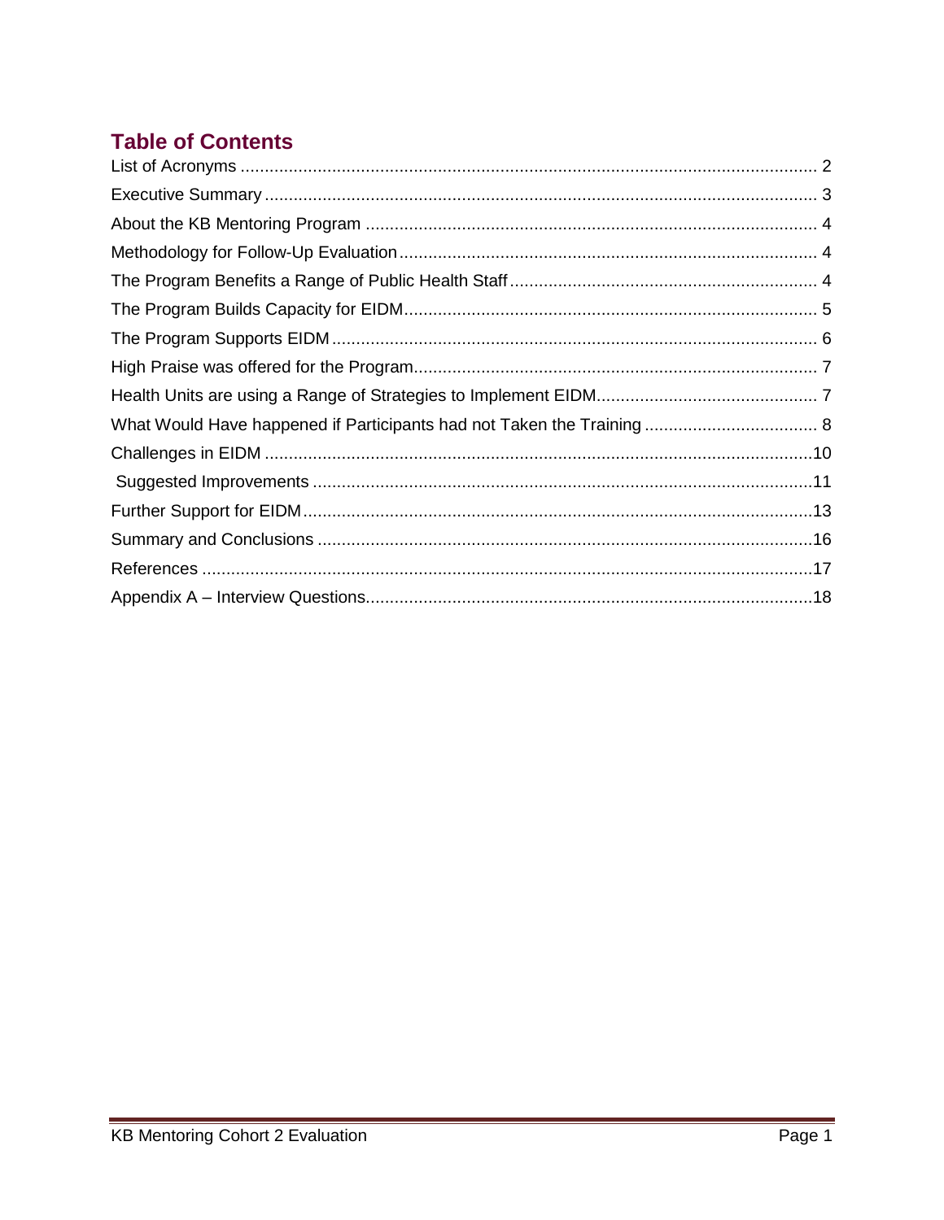## Table of Contents

List of Acronyms ........................................................................................................ 2
Executive Summary .................................................................................................. 3
About the KB Mentoring Program ............................................................................. 4
Methodology for Follow-Up Evaluation ...................................................................... 4
The Program Benefits a Range of Public Health Staff ............................................... 4
The Program Builds Capacity for EIDM ..................................................................... 5
The Program Supports EIDM .................................................................................... 6
High Praise was offered for the Program ................................................................... 7
Health Units are using a Range of Strategies to Implement EIDM ............................. 7
What Would Have happened if Participants had not Taken the Training .................... 8
Challenges in EIDM ................................................................................................. 10
Suggested Improvements ........................................................................................ 11
Further Support for EIDM ......................................................................................... 13
Summary and Conclusions ...................................................................................... 16
References .............................................................................................................. 17
Appendix A – Interview Questions ............................................................................ 18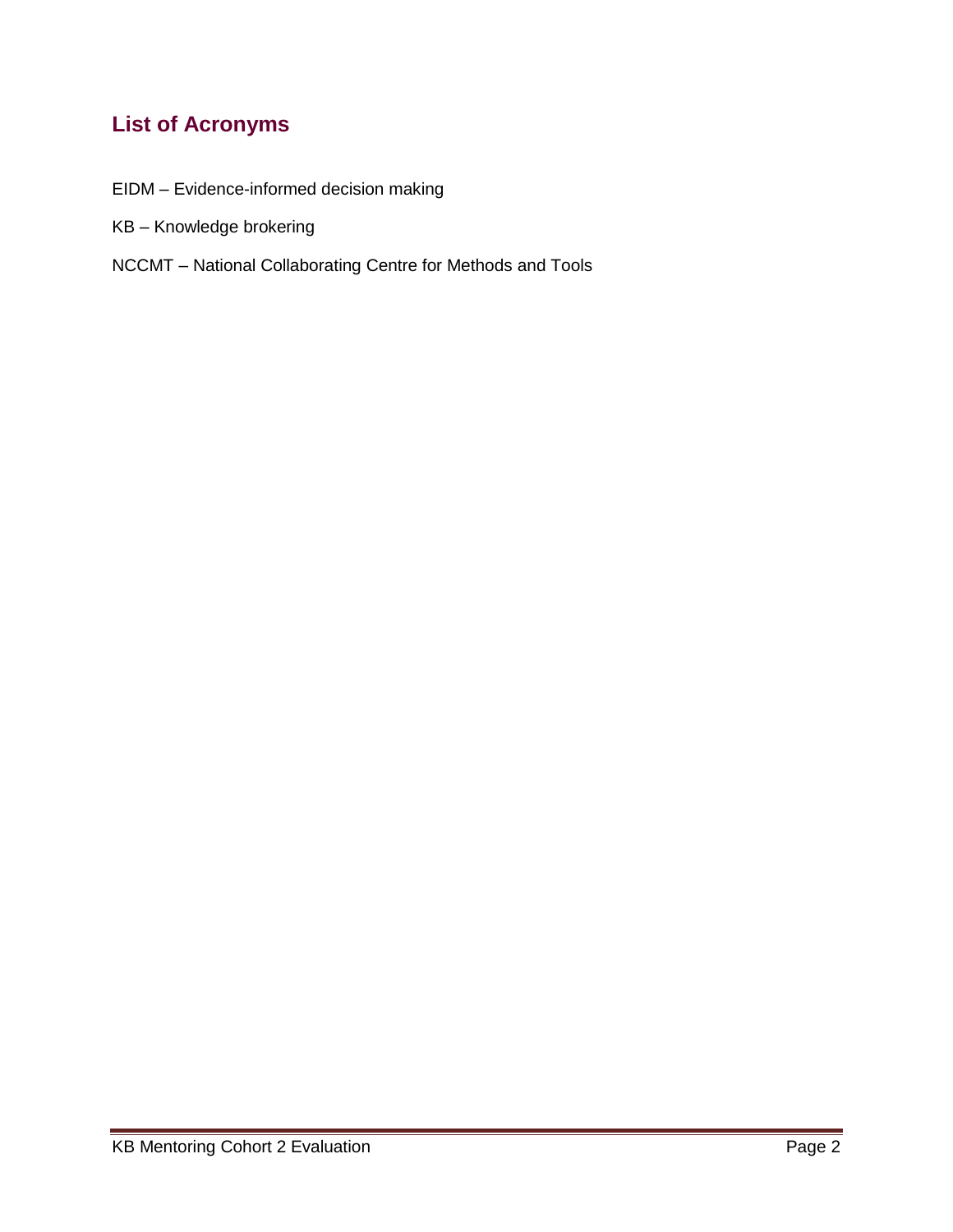## List of Acronyms

EIDM – Evidence-informed decision making

KB – Knowledge brokering

NCCMT – National Collaborating Centre for Methods and Tools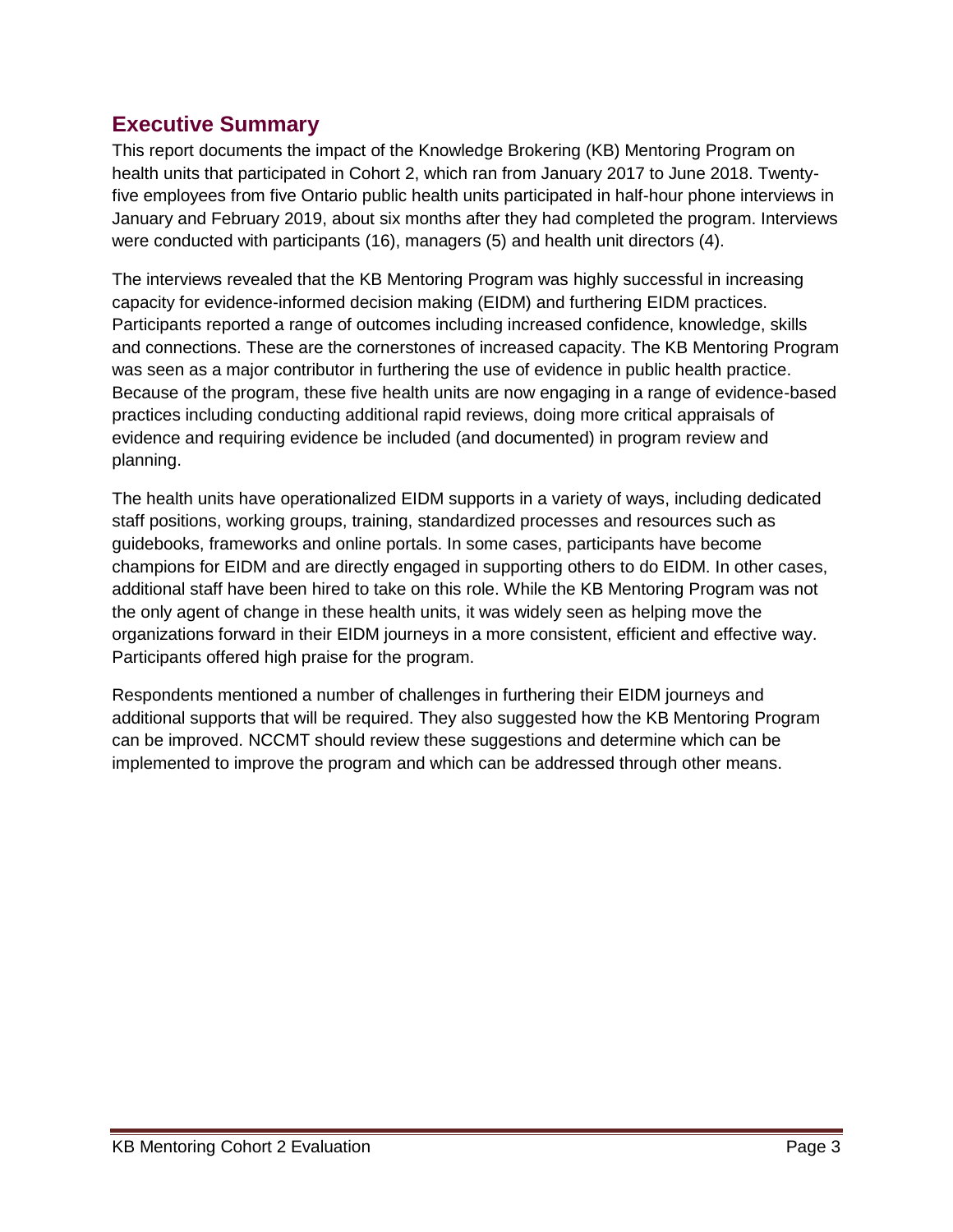## Executive Summary

This report documents the impact of the Knowledge Brokering (KB) Mentoring Program on health units that participated in Cohort 2, which ran from January 2017 to June 2018. Twenty-five employees from five Ontario public health units participated in half-hour phone interviews in January and February 2019, about six months after they had completed the program. Interviews were conducted with participants (16), managers (5) and health unit directors (4).

The interviews revealed that the KB Mentoring Program was highly successful in increasing capacity for evidence-informed decision making (EIDM) and furthering EIDM practices. Participants reported a range of outcomes including increased confidence, knowledge, skills and connections. These are the cornerstones of increased capacity. The KB Mentoring Program was seen as a major contributor in furthering the use of evidence in public health practice. Because of the program, these five health units are now engaging in a range of evidence-based practices including conducting additional rapid reviews, doing more critical appraisals of evidence and requiring evidence be included (and documented) in program review and planning.

The health units have operationalized EIDM supports in a variety of ways, including dedicated staff positions, working groups, training, standardized processes and resources such as guidebooks, frameworks and online portals. In some cases, participants have become champions for EIDM and are directly engaged in supporting others to do EIDM. In other cases, additional staff have been hired to take on this role. While the KB Mentoring Program was not the only agent of change in these health units, it was widely seen as helping move the organizations forward in their EIDM journeys in a more consistent, efficient and effective way. Participants offered high praise for the program.

Respondents mentioned a number of challenges in furthering their EIDM journeys and additional supports that will be required. They also suggested how the KB Mentoring Program can be improved. NCCMT should review these suggestions and determine which can be implemented to improve the program and which can be addressed through other means.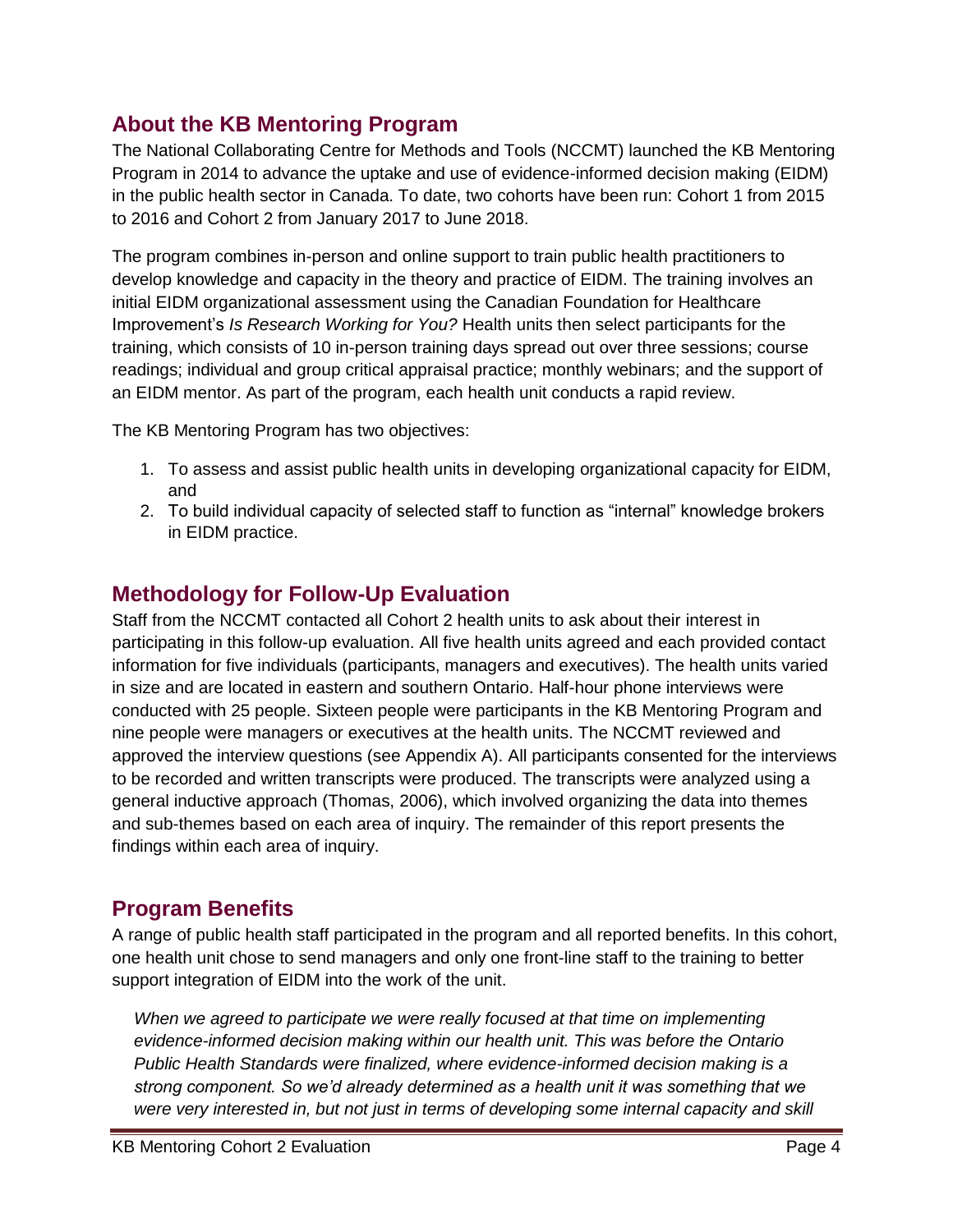## About the KB Mentoring Program

The National Collaborating Centre for Methods and Tools (NCCMT) launched the KB Mentoring Program in 2014 to advance the uptake and use of evidence-informed decision making (EIDM) in the public health sector in Canada. To date, two cohorts have been run: Cohort 1 from 2015 to 2016 and Cohort 2 from January 2017 to June 2018.

The program combines in-person and online support to train public health practitioners to develop knowledge and capacity in the theory and practice of EIDM. The training involves an initial EIDM organizational assessment using the Canadian Foundation for Healthcare Improvement's *Is Research Working for You?* Health units then select participants for the training, which consists of 10 in-person training days spread out over three sessions; course readings; individual and group critical appraisal practice; monthly webinars; and the support of an EIDM mentor. As part of the program, each health unit conducts a rapid review.

The KB Mentoring Program has two objectives:

1. To assess and assist public health units in developing organizational capacity for EIDM, and
2. To build individual capacity of selected staff to function as "internal" knowledge brokers in EIDM practice.

## Methodology for Follow-Up Evaluation

Staff from the NCCMT contacted all Cohort 2 health units to ask about their interest in participating in this follow-up evaluation. All five health units agreed and each provided contact information for five individuals (participants, managers and executives). The health units varied in size and are located in eastern and southern Ontario. Half-hour phone interviews were conducted with 25 people. Sixteen people were participants in the KB Mentoring Program and nine people were managers or executives at the health units. The NCCMT reviewed and approved the interview questions (see Appendix A). All participants consented for the interviews to be recorded and written transcripts were produced. The transcripts were analyzed using a general inductive approach (Thomas, 2006), which involved organizing the data into themes and sub-themes based on each area of inquiry. The remainder of this report presents the findings within each area of inquiry.

## Program Benefits

A range of public health staff participated in the program and all reported benefits. In this cohort, one health unit chose to send managers and only one front-line staff to the training to better support integration of EIDM into the work of the unit.

> *When we agreed to participate we were really focused at that time on implementing evidence-informed decision making within our health unit. This was before the Ontario Public Health Standards were finalized, where evidence-informed decision making is a strong component. So we'd already determined as a health unit it was something that we were very interested in, but not just in terms of developing some internal capacity and skill*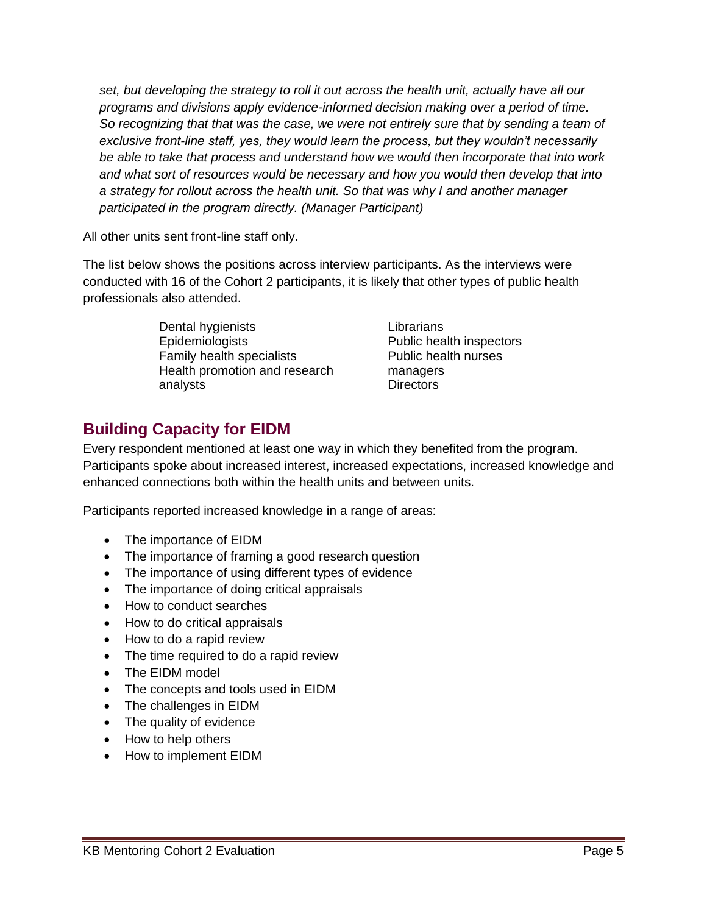*set, but developing the strategy to roll it out across the health unit, actually have all our programs and divisions apply evidence-informed decision making over a period of time. So recognizing that that was the case, we were not entirely sure that by sending a team of exclusive front-line staff, yes, they would learn the process, but they wouldn't necessarily be able to take that process and understand how we would then incorporate that into work and what sort of resources would be necessary and how you would then develop that into a strategy for rollout across the health unit. So that was why I and another manager participated in the program directly. (Manager Participant)*

All other units sent front-line staff only.

The list below shows the positions across interview participants. As the interviews were conducted with 16 of the Cohort 2 participants, it is likely that other types of public health professionals also attended.

- Dental hygienists
- Epidemiologists
- Family health specialists
- Health promotion and research analysts
- Librarians
- Public health inspectors
- Public health nurses
- managers
- Directors

## Building Capacity for EIDM

Every respondent mentioned at least one way in which they benefited from the program. Participants spoke about increased interest, increased expectations, increased knowledge and enhanced connections both within the health units and between units.

Participants reported increased knowledge in a range of areas:

- The importance of EIDM
- The importance of framing a good research question
- The importance of using different types of evidence
- The importance of doing critical appraisals
- How to conduct searches
- How to do critical appraisals
- How to do a rapid review
- The time required to do a rapid review
- The EIDM model
- The concepts and tools used in EIDM
- The challenges in EIDM
- The quality of evidence
- How to help others
- How to implement EIDM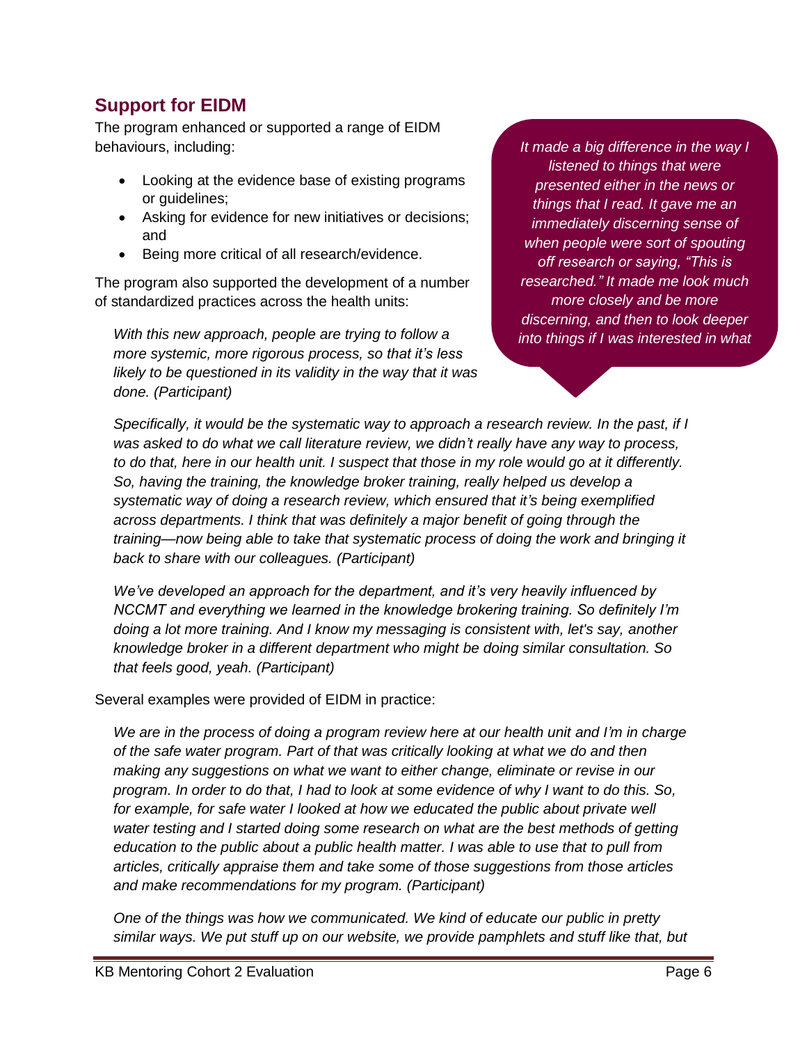## Support for EIDM

The program enhanced or supported a range of EIDM behaviours, including:

- Looking at the evidence base of existing programs or guidelines;
- Asking for evidence for new initiatives or decisions; and
- Being more critical of all research/evidence.

*It made a big difference in the way I listened to things that were presented either in the news or things that I read. It gave me an immediately discerning sense of when people were sort of spouting off research or saying, "This is researched." It made me look much more closely and be more discerning, and then to look deeper into things if I was interested in what*

The program also supported the development of a number of standardized practices across the health units:

> *With this new approach, people are trying to follow a more systemic, more rigorous process, so that it's less likely to be questioned in its validity in the way that it was done. (Participant)*

> *Specifically, it would be the systematic way to approach a research review. In the past, if I was asked to do what we call literature review, we didn't really have any way to process, to do that, here in our health unit. I suspect that those in my role would go at it differently. So, having the training, the knowledge broker training, really helped us develop a systematic way of doing a research review, which ensured that it's being exemplified across departments. I think that was definitely a major benefit of going through the training—now being able to take that systematic process of doing the work and bringing it back to share with our colleagues. (Participant)*

> *We've developed an approach for the department, and it's very heavily influenced by NCCMT and everything we learned in the knowledge brokering training. So definitely I'm doing a lot more training. And I know my messaging is consistent with, let's say, another knowledge broker in a different department who might be doing similar consultation. So that feels good, yeah. (Participant)*

Several examples were provided of EIDM in practice:

> *We are in the process of doing a program review here at our health unit and I'm in charge of the safe water program. Part of that was critically looking at what we do and then making any suggestions on what we want to either change, eliminate or revise in our program. In order to do that, I had to look at some evidence of why I want to do this. So, for example, for safe water I looked at how we educated the public about private well water testing and I started doing some research on what are the best methods of getting education to the public about a public health matter. I was able to use that to pull from articles, critically appraise them and take some of those suggestions from those articles and make recommendations for my program. (Participant)*

> *One of the things was how we communicated. We kind of educate our public in pretty similar ways. We put stuff up on our website, we provide pamphlets and stuff like that, but*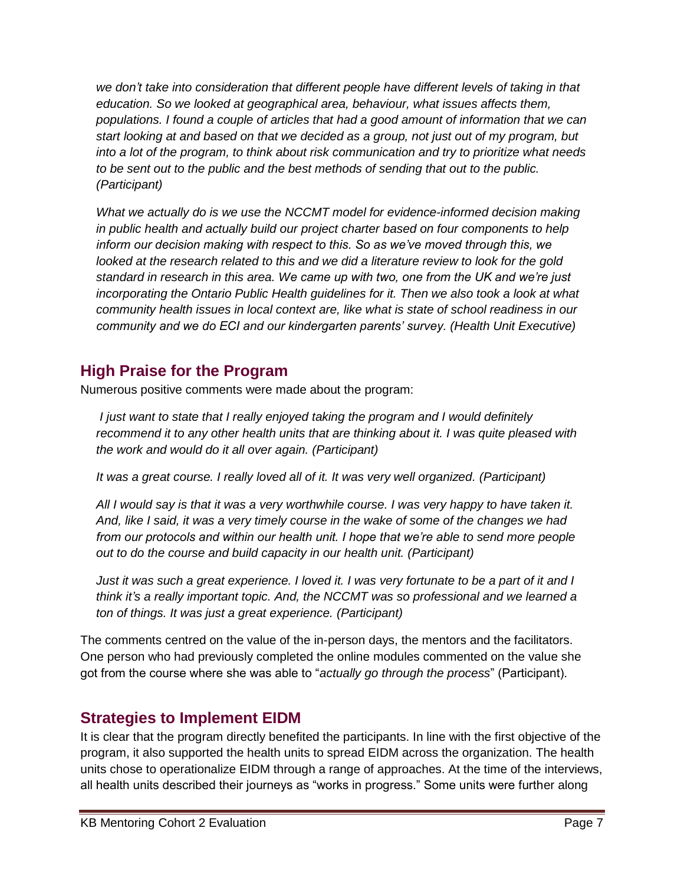*we don't take into consideration that different people have different levels of taking in that education. So we looked at geographical area, behaviour, what issues affects them, populations. I found a couple of articles that had a good amount of information that we can start looking at and based on that we decided as a group, not just out of my program, but into a lot of the program, to think about risk communication and try to prioritize what needs to be sent out to the public and the best methods of sending that out to the public. (Participant)*

*What we actually do is we use the NCCMT model for evidence-informed decision making in public health and actually build our project charter based on four components to help inform our decision making with respect to this. So as we've moved through this, we looked at the research related to this and we did a literature review to look for the gold standard in research in this area. We came up with two, one from the UK and we're just incorporating the Ontario Public Health guidelines for it. Then we also took a look at what community health issues in local context are, like what is state of school readiness in our community and we do ECI and our kindergarten parents' survey. (Health Unit Executive)*

## High Praise for the Program

Numerous positive comments were made about the program:

*I just want to state that I really enjoyed taking the program and I would definitely recommend it to any other health units that are thinking about it. I was quite pleased with the work and would do it all over again. (Participant)*

*It was a great course. I really loved all of it. It was very well organized. (Participant)*

*All I would say is that it was a very worthwhile course. I was very happy to have taken it. And, like I said, it was a very timely course in the wake of some of the changes we had from our protocols and within our health unit. I hope that we're able to send more people out to do the course and build capacity in our health unit. (Participant)*

*Just it was such a great experience. I loved it. I was very fortunate to be a part of it and I think it's a really important topic. And, the NCCMT was so professional and we learned a ton of things. It was just a great experience. (Participant)*

The comments centred on the value of the in-person days, the mentors and the facilitators. One person who had previously completed the online modules commented on the value she got from the course where she was able to "*actually go through the process*" (Participant).

## Strategies to Implement EIDM

It is clear that the program directly benefited the participants. In line with the first objective of the program, it also supported the health units to spread EIDM across the organization. The health units chose to operationalize EIDM through a range of approaches. At the time of the interviews, all health units described their journeys as "works in progress." Some units were further along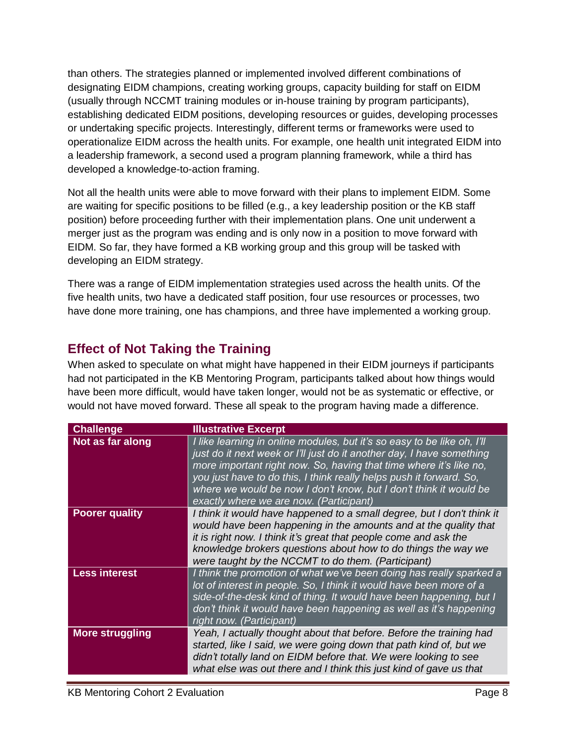than others. The strategies planned or implemented involved different combinations of designating EIDM champions, creating working groups, capacity building for staff on EIDM (usually through NCCMT training modules or in-house training by program participants), establishing dedicated EIDM positions, developing resources or guides, developing processes or undertaking specific projects. Interestingly, different terms or frameworks were used to operationalize EIDM across the health units. For example, one health unit integrated EIDM into a leadership framework, a second used a program planning framework, while a third has developed a knowledge-to-action framing.

Not all the health units were able to move forward with their plans to implement EIDM. Some are waiting for specific positions to be filled (e.g., a key leadership position or the KB staff position) before proceeding further with their implementation plans. One unit underwent a merger just as the program was ending and is only now in a position to move forward with EIDM. So far, they have formed a KB working group and this group will be tasked with developing an EIDM strategy.

There was a range of EIDM implementation strategies used across the health units. Of the five health units, two have a dedicated staff position, four use resources or processes, two have done more training, one has champions, and three have implemented a working group.

## Effect of Not Taking the Training

When asked to speculate on what might have happened in their EIDM journeys if participants had not participated in the KB Mentoring Program, participants talked about how things would have been more difficult, would have taken longer, would not be as systematic or effective, or would not have moved forward. These all speak to the program having made a difference.

| Challenge | Illustrative Excerpt |
|---|---|
| **Not as far along** | *I like learning in online modules, but it's so easy to be like oh, I'll just do it next week or I'll just do it another day, I have something more important right now. So, having that time where it's like no, you just have to do this, I think really helps push it forward. So, where we would be now I don't know, but I don't think it would be exactly where we are now. (Participant)* |
| **Poorer quality** | *I think it would have happened to a small degree, but I don't think it would have been happening in the amounts and at the quality that it is right now. I think it's great that people come and ask the knowledge brokers questions about how to do things the way we were taught by the NCCMT to do them. (Participant)* |
| **Less interest** | *I think the promotion of what we've been doing has really sparked a lot of interest in people. So, I think it would have been more of a side-of-the-desk kind of thing. It would have been happening, but I don't think it would have been happening as well as it's happening right now. (Participant)* |
| **More struggling** | *Yeah, I actually thought about that before. Before the training had started, like I said, we were going down that path kind of, but we didn't totally land on EIDM before that. We were looking to see what else was out there and I think this just kind of gave us that* |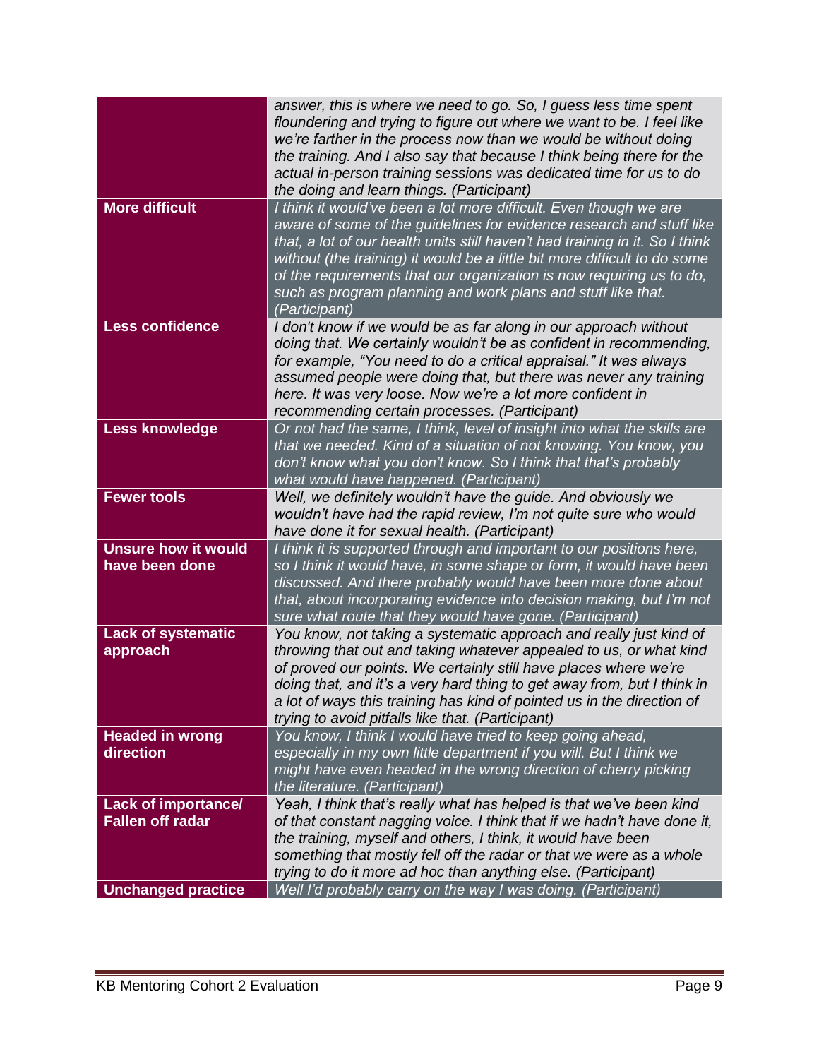| | |
|---|---|
| | *answer, this is where we need to go. So, I guess less time spent floundering and trying to figure out where we want to be. I feel like we're farther in the process now than we would be without doing the training. And I also say that because I think being there for the actual in-person training sessions was dedicated time for us to do the doing and learn things. (Participant)* |
| **More difficult** | *I think it would've been a lot more difficult. Even though we are aware of some of the guidelines for evidence research and stuff like that, a lot of our health units still haven't had training in it. So I think without (the training) it would be a little bit more difficult to do some of the requirements that our organization is now requiring us to do, such as program planning and work plans and stuff like that. (Participant)* |
| **Less confidence** | *I don't know if we would be as far along in our approach without doing that. We certainly wouldn't be as confident in recommending, for example, "You need to do a critical appraisal." It was always assumed people were doing that, but there was never any training here. It was very loose. Now we're a lot more confident in recommending certain processes. (Participant)* |
| **Less knowledge** | *Or not had the same, I think, level of insight into what the skills are that we needed. Kind of a situation of not knowing. You know, you don't know what you don't know. So I think that that's probably what would have happened. (Participant)* |
| **Fewer tools** | *Well, we definitely wouldn't have the guide. And obviously we wouldn't have had the rapid review, I'm not quite sure who would have done it for sexual health. (Participant)* |
| **Unsure how it would have been done** | *I think it is supported through and important to our positions here, so I think it would have, in some shape or form, it would have been discussed. And there probably would have been more done about that, about incorporating evidence into decision making, but I'm not sure what route that they would have gone. (Participant)* |
| **Lack of systematic approach** | *You know, not taking a systematic approach and really just kind of throwing that out and taking whatever appealed to us, or what kind of proved our points. We certainly still have places where we're doing that, and it's a very hard thing to get away from, but I think in a lot of ways this training has kind of pointed us in the direction of trying to avoid pitfalls like that. (Participant)* |
| **Headed in wrong direction** | *You know, I think I would have tried to keep going ahead, especially in my own little department if you will. But I think we might have even headed in the wrong direction of cherry picking the literature. (Participant)* |
| **Lack of importance/ Fallen off radar** | *Yeah, I think that's really what has helped is that we've been kind of that constant nagging voice. I think that if we hadn't have done it, the training, myself and others, I think, it would have been something that mostly fell off the radar or that we were as a whole trying to do it more ad hoc than anything else. (Participant)* |
| **Unchanged practice** | *Well I'd probably carry on the way I was doing. (Participant)* |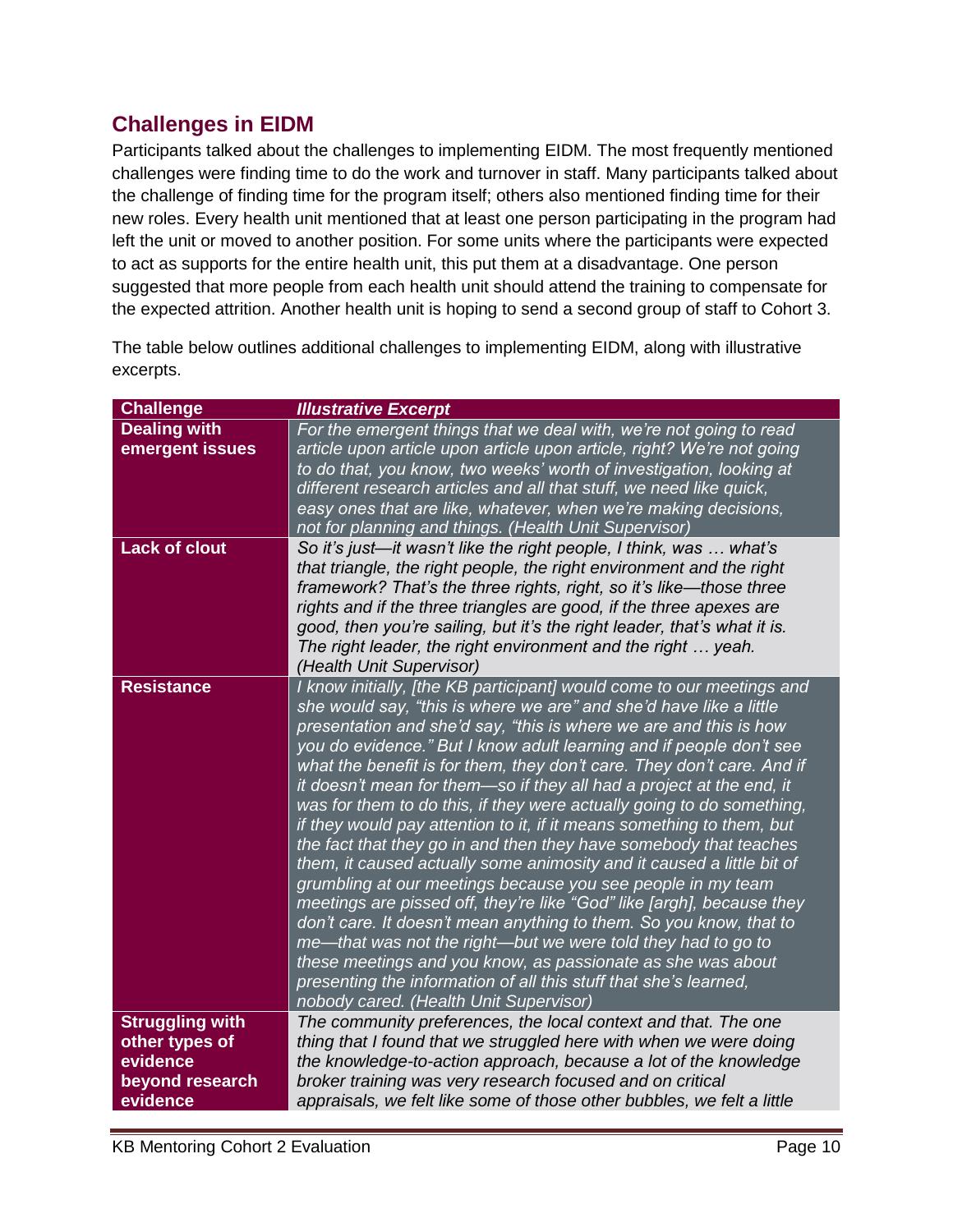## Challenges in EIDM

Participants talked about the challenges to implementing EIDM. The most frequently mentioned challenges were finding time to do the work and turnover in staff. Many participants talked about the challenge of finding time for the program itself; others also mentioned finding time for their new roles. Every health unit mentioned that at least one person participating in the program had left the unit or moved to another position. For some units where the participants were expected to act as supports for the entire health unit, this put them at a disadvantage. One person suggested that more people from each health unit should attend the training to compensate for the expected attrition. Another health unit is hoping to send a second group of staff to Cohort 3.

The table below outlines additional challenges to implementing EIDM, along with illustrative excerpts.

| Challenge | *Illustrative Excerpt* |
|---|---|
| **Dealing with emergent issues** | *For the emergent things that we deal with, we're not going to read article upon article upon article upon article, right? We're not going to do that, you know, two weeks' worth of investigation, looking at different research articles and all that stuff, we need like quick, easy ones that are like, whatever, when we're making decisions, not for planning and things. (Health Unit Supervisor)* |
| **Lack of clout** | *So it's just—it wasn't like the right people, I think, was … what's that triangle, the right people, the right environment and the right framework? That's the three rights, right, so it's like—those three rights and if the three triangles are good, if the three apexes are good, then you're sailing, but it's the right leader, that's what it is. The right leader, the right environment and the right … yeah. (Health Unit Supervisor)* |
| **Resistance** | *I know initially, [the KB participant] would come to our meetings and she would say, "this is where we are" and she'd have like a little presentation and she'd say, "this is where we are and this is how you do evidence." But I know adult learning and if people don't see what the benefit is for them, they don't care. They don't care. And if it doesn't mean for them—so if they all had a project at the end, it was for them to do this, if they were actually going to do something, if they would pay attention to it, if it means something to them, but the fact that they go in and then they have somebody that teaches them, it caused actually some animosity and it caused a little bit of grumbling at our meetings because you see people in my team meetings are pissed off, they're like "God" like [argh], because they don't care. It doesn't mean anything to them. So you know, that to me—that was not the right—but we were told they had to go to these meetings and you know, as passionate as she was about presenting the information of all this stuff that she's learned, nobody cared. (Health Unit Supervisor)* |
| **Struggling with other types of evidence beyond research evidence** | *The community preferences, the local context and that. The one thing that I found that we struggled here with when we were doing the knowledge-to-action approach, because a lot of the knowledge broker training was very research focused and on critical appraisals, we felt like some of those other bubbles, we felt a little* |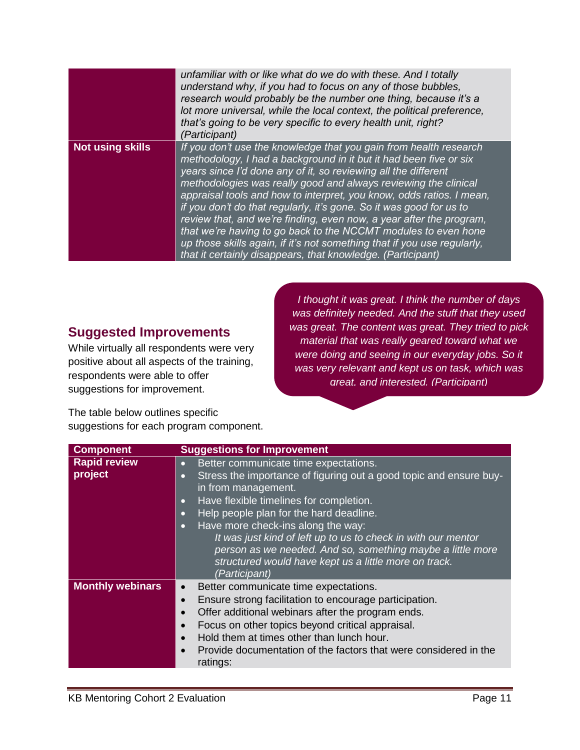| | |
|---|---|
| | *unfamiliar with or like what do we do with these. And I totally understand why, if you had to focus on any of those bubbles, research would probably be the number one thing, because it's a lot more universal, while the local context, the political preference, that's going to be very specific to every health unit, right? (Participant)* |
| **Not using skills** | *If you don't use the knowledge that you gain from health research methodology, I had a background in it but it had been five or six years since I'd done any of it, so reviewing all the different methodologies was really good and always reviewing the clinical appraisal tools and how to interpret, you know, odds ratios. I mean, if you don't do that regularly, it's gone. So it was good for us to review that, and we're finding, even now, a year after the program, that we're having to go back to the NCCMT modules to even hone up those skills again, if it's not something that if you use regularly, that it certainly disappears, that knowledge. (Participant)* |

## Suggested Improvements

While virtually all respondents were very positive about all aspects of the training, respondents were able to offer suggestions for improvement.

> *I thought it was great. I think the number of days was definitely needed. And the stuff that they used was great. The content was great. They tried to pick material that was really geared toward what we were doing and seeing in our everyday jobs. So it was very relevant and kept us on task, which was great, and interested. (Participant)*

The table below outlines specific suggestions for each program component.

| Component | Suggestions for Improvement |
|---|---|
| **Rapid review project** | • Better communicate time expectations.<br>• Stress the importance of figuring out a good topic and ensure buy-in from management.<br>• Have flexible timelines for completion.<br>• Help people plan for the hard deadline.<br>• Have more check-ins along the way:<br>*It was just kind of left up to us to check in with our mentor person as we needed. And so, something maybe a little more structured would have kept us a little more on track. (Participant)* |
| **Monthly webinars** | • Better communicate time expectations.<br>• Ensure strong facilitation to encourage participation.<br>• Offer additional webinars after the program ends.<br>• Focus on other topics beyond critical appraisal.<br>• Hold them at times other than lunch hour.<br>• Provide documentation of the factors that were considered in the ratings: |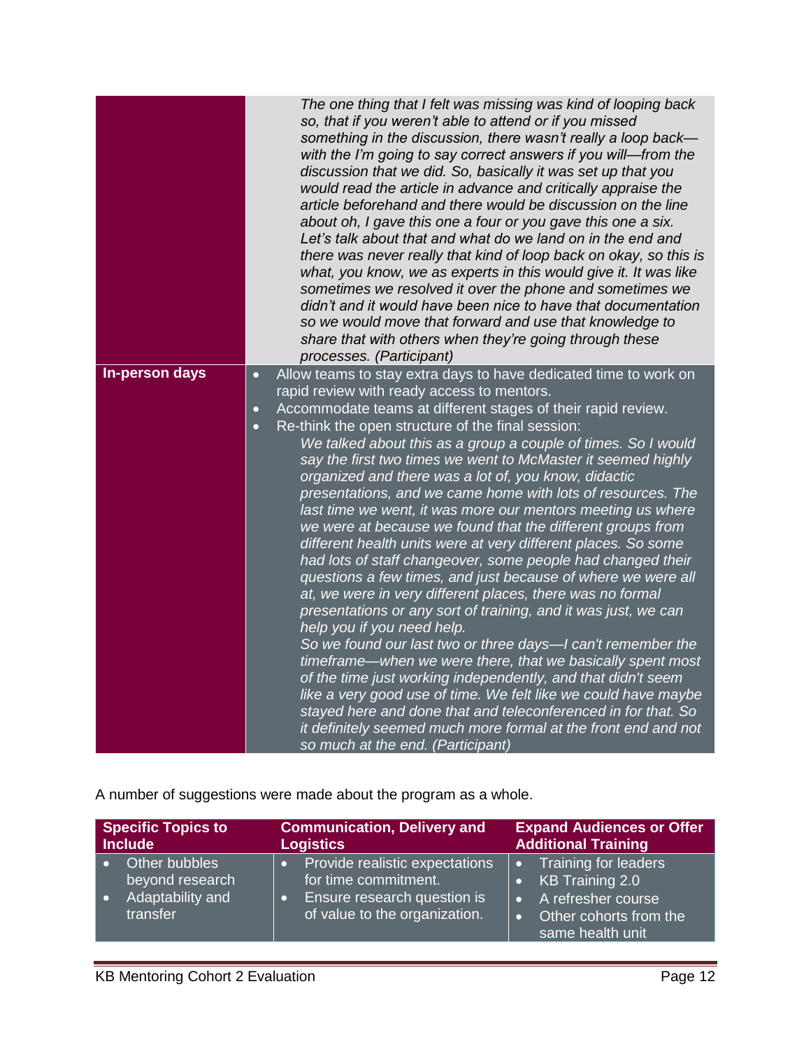| | |
|---|---|
| | *The one thing that I felt was missing was kind of looping back so, that if you weren't able to attend or if you missed something in the discussion, there wasn't really a loop back—with the I'm going to say correct answers if you will—from the discussion that we did. So, basically it was set up that you would read the article in advance and critically appraise the article beforehand and there would be discussion on the line about oh, I gave this one a four or you gave this one a six. Let's talk about that and what do we land on in the end and there was never really that kind of loop back on okay, so this is what, you know, we as experts in this would give it. It was like sometimes we resolved it over the phone and sometimes we didn't and it would have been nice to have that documentation so we would move that forward and use that knowledge to share that with others when they're going through these processes. (Participant)* |
| **In-person days** | • Allow teams to stay extra days to have dedicated time to work on rapid review with ready access to mentors.<br>• Accommodate teams at different stages of their rapid review.<br>• Re-think the open structure of the final session:<br>*We talked about this as a group a couple of times. So I would say the first two times we went to McMaster it seemed highly organized and there was a lot of, you know, didactic presentations, and we came home with lots of resources. The last time we went, it was more our mentors meeting us where we were at because we found that the different groups from different health units were at very different places. So some had lots of staff changeover, some people had changed their questions a few times, and just because of where we were all at, we were in very different places, there was no formal presentations or any sort of training, and it was just, we can help you if you need help.*<br>*So we found our last two or three days—I can't remember the timeframe—when we were there, that we basically spent most of the time just working independently, and that didn't seem like a very good use of time. We felt like we could have maybe stayed here and done that and teleconferenced in for that. So it definitely seemed much more formal at the front end and not so much at the end. (Participant)* |

A number of suggestions were made about the program as a whole.

| Specific Topics to Include | Communication, Delivery and Logistics | Expand Audiences or Offer Additional Training |
|---|---|---|
| • Other bubbles beyond research<br>• Adaptability and transfer | • Provide realistic expectations for time commitment.<br>• Ensure research question is of value to the organization. | • Training for leaders<br>• KB Training 2.0<br>• A refresher course<br>• Other cohorts from the same health unit |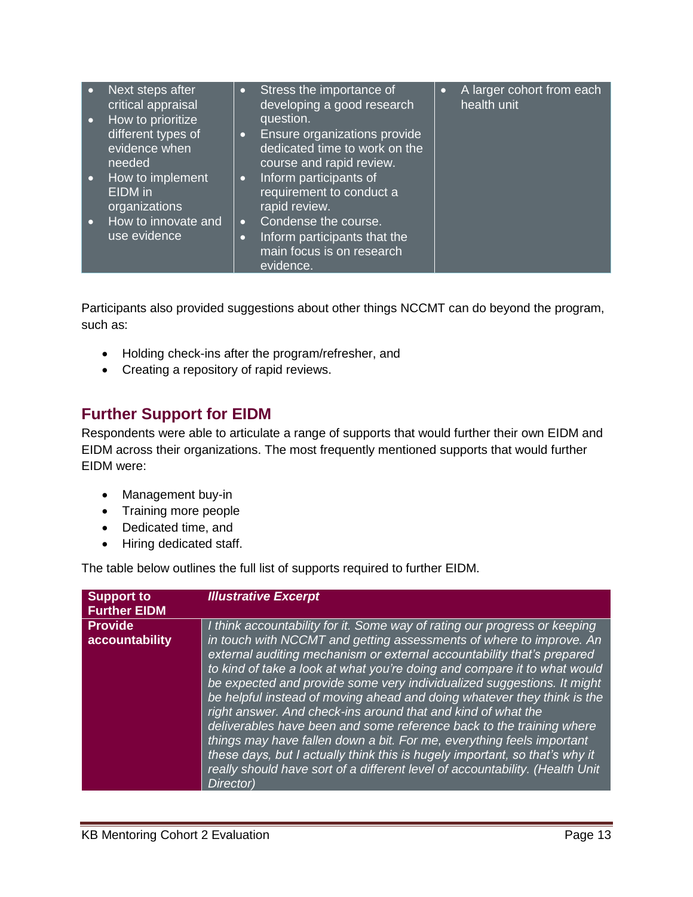| | | |
|---|---|---|
| • Next steps after critical appraisal<br>• How to prioritize different types of evidence when needed<br>• How to implement EIDM in organizations<br>• How to innovate and use evidence | • Stress the importance of developing a good research question.<br>• Ensure organizations provide dedicated time to work on the course and rapid review.<br>• Inform participants of requirement to conduct a rapid review.<br>• Condense the course.<br>• Inform participants that the main focus is on research evidence. | • A larger cohort from each health unit |

Participants also provided suggestions about other things NCCMT can do beyond the program, such as:

- Holding check-ins after the program/refresher, and
- Creating a repository of rapid reviews.

## Further Support for EIDM

Respondents were able to articulate a range of supports that would further their own EIDM and EIDM across their organizations. The most frequently mentioned supports that would further EIDM were:

- Management buy-in
- Training more people
- Dedicated time, and
- Hiring dedicated staff.

The table below outlines the full list of supports required to further EIDM.

| **Support to Further EIDM** | ***Illustrative Excerpt*** |
|---|---|
| **Provide accountability** | *I think accountability for it. Some way of rating our progress or keeping in touch with NCCMT and getting assessments of where to improve. An external auditing mechanism or external accountability that's prepared to kind of take a look at what you're doing and compare it to what would be expected and provide some very individualized suggestions. It might be helpful instead of moving ahead and doing whatever they think is the right answer. And check-ins around that and kind of what the deliverables have been and some reference back to the training where things may have fallen down a bit. For me, everything feels important these days, but I actually think this is hugely important, so that's why it really should have sort of a different level of accountability. (Health Unit Director)* |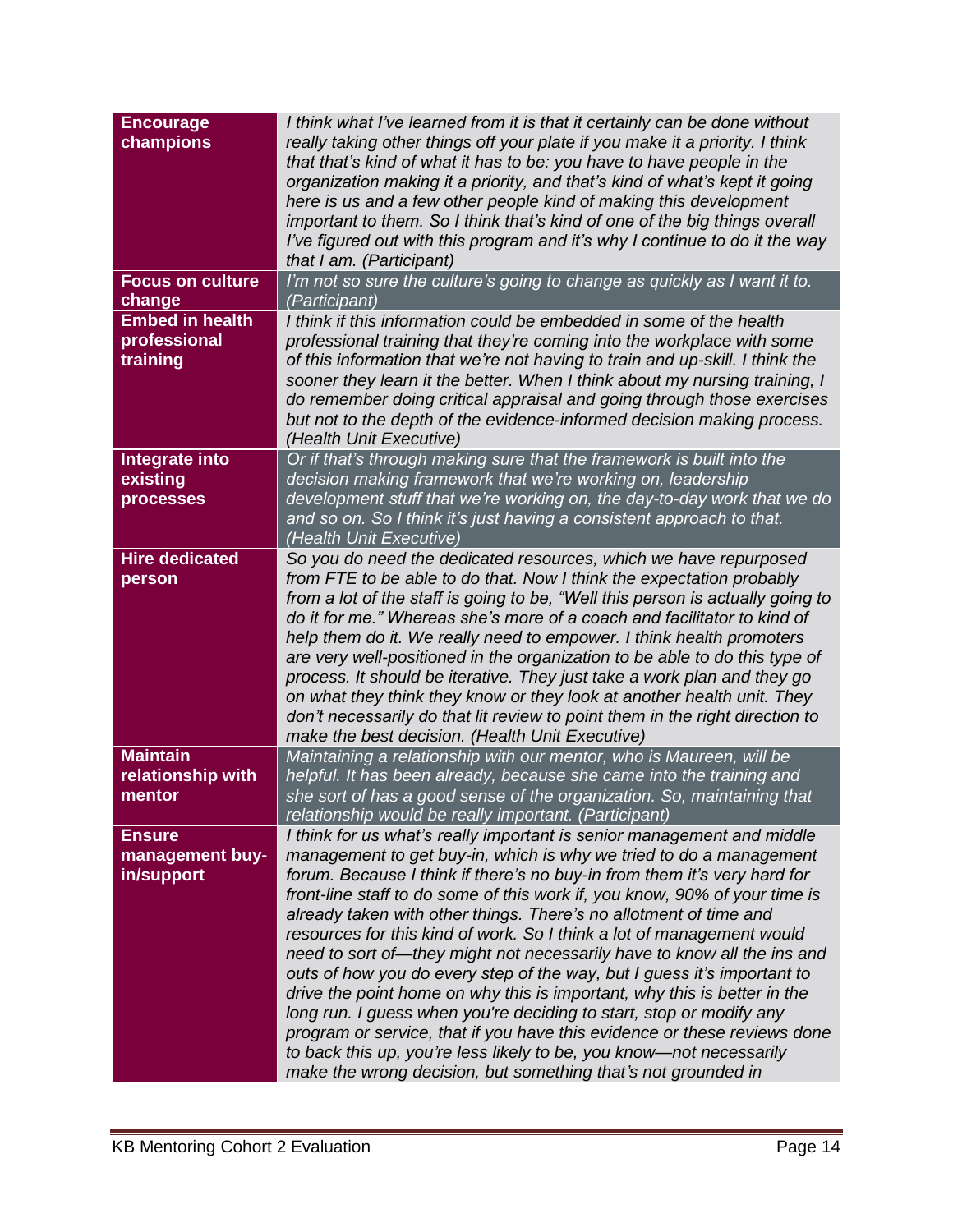| | |
|---|---|
| **Encourage champions** | *I think what I've learned from it is that it certainly can be done without really taking other things off your plate if you make it a priority. I think that that's kind of what it has to be: you have to have people in the organization making it a priority, and that's kind of what's kept it going here is us and a few other people kind of making this development important to them. So I think that's kind of one of the big things overall I've figured out with this program and it's why I continue to do it the way that I am. (Participant)* |
| **Focus on culture change** | *I'm not so sure the culture's going to change as quickly as I want it to. (Participant)* |
| **Embed in health professional training** | *I think if this information could be embedded in some of the health professional training that they're coming into the workplace with some of this information that we're not having to train and up-skill. I think the sooner they learn it the better. When I think about my nursing training, I do remember doing critical appraisal and going through those exercises but not to the depth of the evidence-informed decision making process. (Health Unit Executive)* |
| **Integrate into existing processes** | *Or if that's through making sure that the framework is built into the decision making framework that we're working on, leadership development stuff that we're working on, the day-to-day work that we do and so on. So I think it's just having a consistent approach to that. (Health Unit Executive)* |
| **Hire dedicated person** | *So you do need the dedicated resources, which we have repurposed from FTE to be able to do that. Now I think the expectation probably from a lot of the staff is going to be, "Well this person is actually going to do it for me." Whereas she's more of a coach and facilitator to kind of help them do it. We really need to empower. I think health promoters are very well-positioned in the organization to be able to do this type of process. It should be iterative. They just take a work plan and they go on what they think they know or they look at another health unit. They don't necessarily do that lit review to point them in the right direction to make the best decision. (Health Unit Executive)* |
| **Maintain relationship with mentor** | *Maintaining a relationship with our mentor, who is Maureen, will be helpful. It has been already, because she came into the training and she sort of has a good sense of the organization. So, maintaining that relationship would be really important. (Participant)* |
| **Ensure management buy-in/support** | *I think for us what's really important is senior management and middle management to get buy-in, which is why we tried to do a management forum. Because I think if there's no buy-in from them it's very hard for front-line staff to do some of this work if, you know, 90% of your time is already taken with other things. There's no allotment of time and resources for this kind of work. So I think a lot of management would need to sort of—they might not necessarily have to know all the ins and outs of how you do every step of the way, but I guess it's important to drive the point home on why this is important, why this is better in the long run. I guess when you're deciding to start, stop or modify any program or service, that if you have this evidence or these reviews done to back this up, you're less likely to be, you know—not necessarily make the wrong decision, but something that's not grounded in* |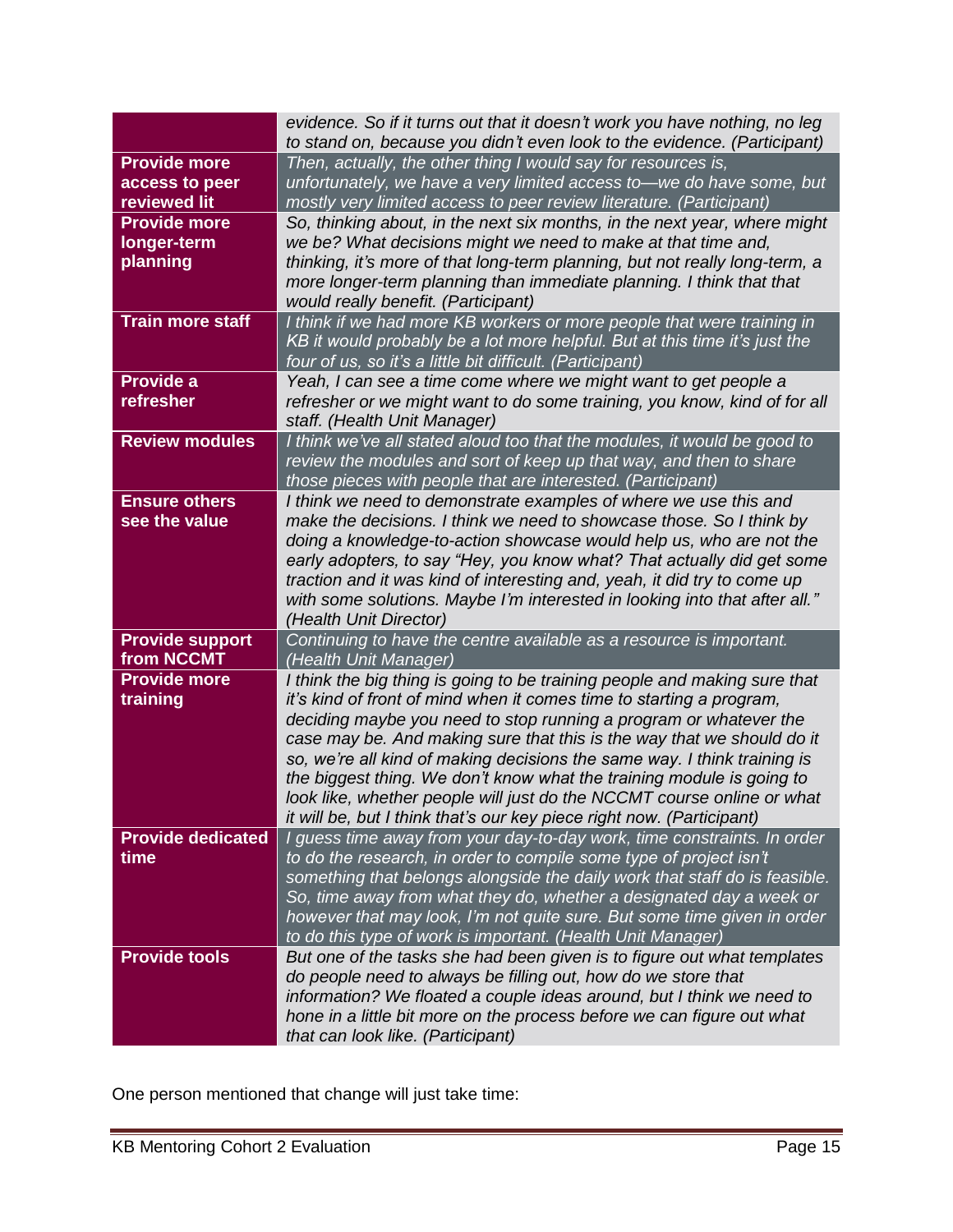| | |
|---|---|
| | *evidence. So if it turns out that it doesn't work you have nothing, no leg to stand on, because you didn't even look to the evidence. (Participant)* |
| **Provide more access to peer reviewed lit** | *Then, actually, the other thing I would say for resources is, unfortunately, we have a very limited access to—we do have some, but mostly very limited access to peer review literature. (Participant)* |
| **Provide more longer-term planning** | *So, thinking about, in the next six months, in the next year, where might we be? What decisions might we need to make at that time and, thinking, it's more of that long-term planning, but not really long-term, a more longer-term planning than immediate planning. I think that that would really benefit. (Participant)* |
| **Train more staff** | *I think if we had more KB workers or more people that were training in KB it would probably be a lot more helpful. But at this time it's just the four of us, so it's a little bit difficult. (Participant)* |
| **Provide a refresher** | *Yeah, I can see a time come where we might want to get people a refresher or we might want to do some training, you know, kind of for all staff. (Health Unit Manager)* |
| **Review modules** | *I think we've all stated aloud too that the modules, it would be good to review the modules and sort of keep up that way, and then to share those pieces with people that are interested. (Participant)* |
| **Ensure others see the value** | *I think we need to demonstrate examples of where we use this and make the decisions. I think we need to showcase those. So I think by doing a knowledge-to-action showcase would help us, who are not the early adopters, to say "Hey, you know what? That actually did get some traction and it was kind of interesting and, yeah, it did try to come up with some solutions. Maybe I'm interested in looking into that after all." (Health Unit Director)* |
| **Provide support from NCCMT** | *Continuing to have the centre available as a resource is important. (Health Unit Manager)* |
| **Provide more training** | *I think the big thing is going to be training people and making sure that it's kind of front of mind when it comes time to starting a program, deciding maybe you need to stop running a program or whatever the case may be. And making sure that this is the way that we should do it so, we're all kind of making decisions the same way. I think training is the biggest thing. We don't know what the training module is going to look like, whether people will just do the NCCMT course online or what it will be, but I think that's our key piece right now. (Participant)* |
| **Provide dedicated time** | *I guess time away from your day-to-day work, time constraints. In order to do the research, in order to compile some type of project isn't something that belongs alongside the daily work that staff do is feasible. So, time away from what they do, whether a designated day a week or however that may look, I'm not quite sure. But some time given in order to do this type of work is important. (Health Unit Manager)* |
| **Provide tools** | *But one of the tasks she had been given is to figure out what templates do people need to always be filling out, how do we store that information? We floated a couple ideas around, but I think we need to hone in a little bit more on the process before we can figure out what that can look like. (Participant)* |

One person mentioned that change will just take time: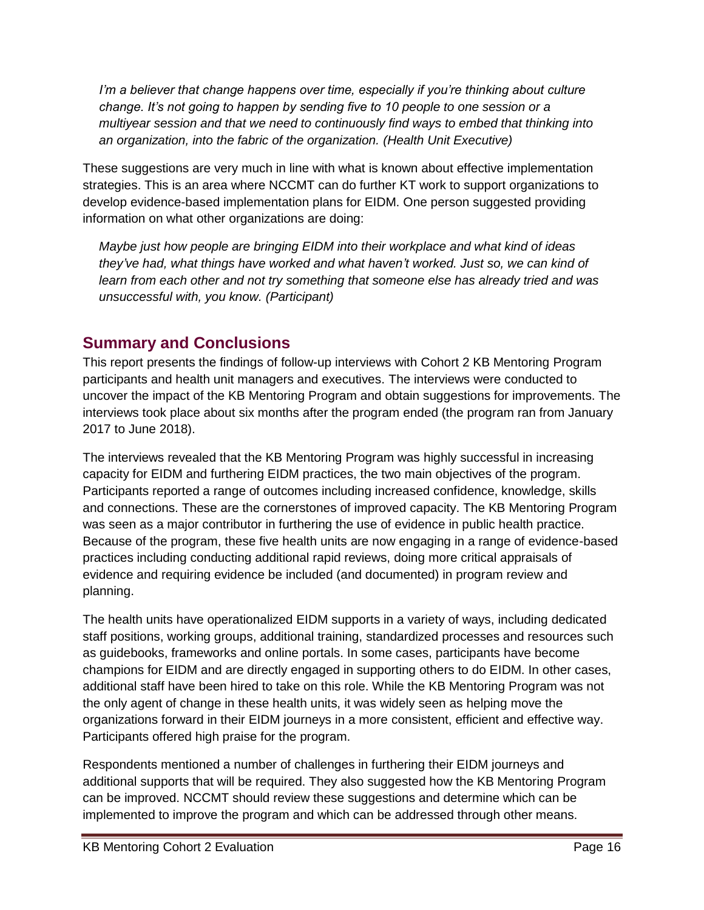*I'm a believer that change happens over time, especially if you're thinking about culture change. It's not going to happen by sending five to 10 people to one session or a multiyear session and that we need to continuously find ways to embed that thinking into an organization, into the fabric of the organization. (Health Unit Executive)*

These suggestions are very much in line with what is known about effective implementation strategies. This is an area where NCCMT can do further KT work to support organizations to develop evidence-based implementation plans for EIDM. One person suggested providing information on what other organizations are doing:

*Maybe just how people are bringing EIDM into their workplace and what kind of ideas they've had, what things have worked and what haven't worked. Just so, we can kind of learn from each other and not try something that someone else has already tried and was unsuccessful with, you know. (Participant)*

## Summary and Conclusions

This report presents the findings of follow-up interviews with Cohort 2 KB Mentoring Program participants and health unit managers and executives. The interviews were conducted to uncover the impact of the KB Mentoring Program and obtain suggestions for improvements. The interviews took place about six months after the program ended (the program ran from January 2017 to June 2018).

The interviews revealed that the KB Mentoring Program was highly successful in increasing capacity for EIDM and furthering EIDM practices, the two main objectives of the program. Participants reported a range of outcomes including increased confidence, knowledge, skills and connections. These are the cornerstones of improved capacity. The KB Mentoring Program was seen as a major contributor in furthering the use of evidence in public health practice. Because of the program, these five health units are now engaging in a range of evidence-based practices including conducting additional rapid reviews, doing more critical appraisals of evidence and requiring evidence be included (and documented) in program review and planning.

The health units have operationalized EIDM supports in a variety of ways, including dedicated staff positions, working groups, additional training, standardized processes and resources such as guidebooks, frameworks and online portals. In some cases, participants have become champions for EIDM and are directly engaged in supporting others to do EIDM. In other cases, additional staff have been hired to take on this role. While the KB Mentoring Program was not the only agent of change in these health units, it was widely seen as helping move the organizations forward in their EIDM journeys in a more consistent, efficient and effective way. Participants offered high praise for the program.

Respondents mentioned a number of challenges in furthering their EIDM journeys and additional supports that will be required. They also suggested how the KB Mentoring Program can be improved. NCCMT should review these suggestions and determine which can be implemented to improve the program and which can be addressed through other means.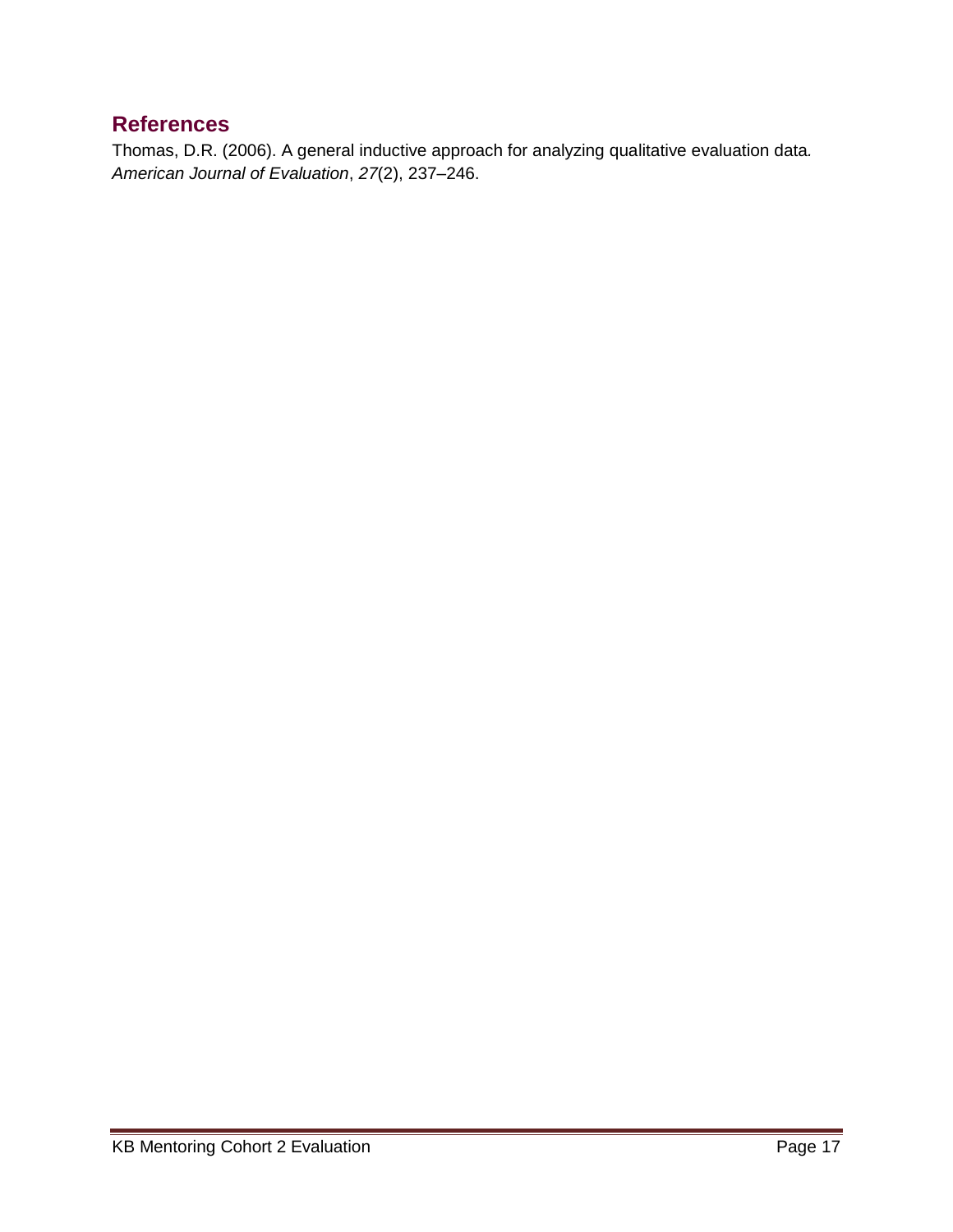## References

Thomas, D.R. (2006). A general inductive approach for analyzing qualitative evaluation data. *American Journal of Evaluation*, *27*(2), 237–246.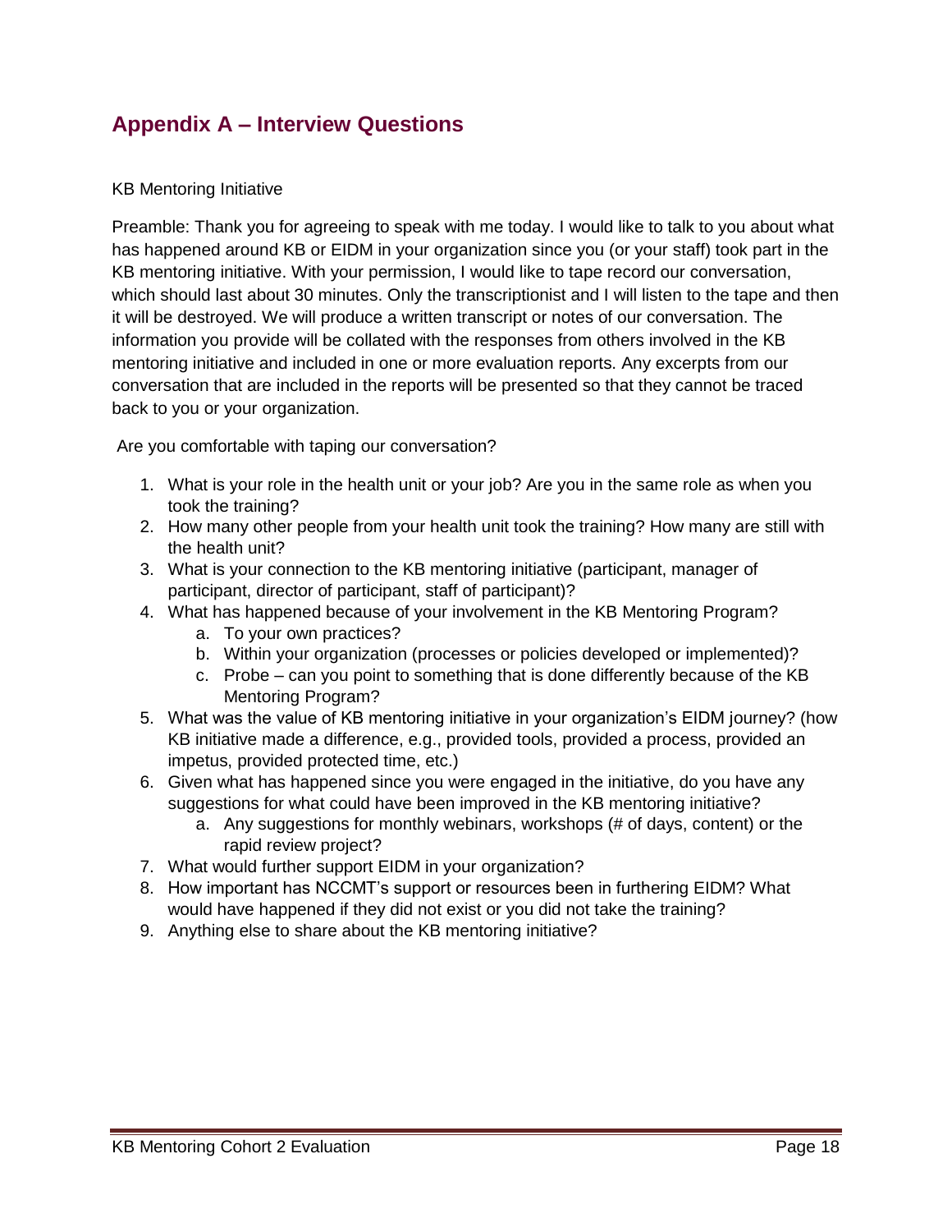## Appendix A – Interview Questions

KB Mentoring Initiative

Preamble: Thank you for agreeing to speak with me today. I would like to talk to you about what has happened around KB or EIDM in your organization since you (or your staff) took part in the KB mentoring initiative. With your permission, I would like to tape record our conversation, which should last about 30 minutes. Only the transcriptionist and I will listen to the tape and then it will be destroyed. We will produce a written transcript or notes of our conversation. The information you provide will be collated with the responses from others involved in the KB mentoring initiative and included in one or more evaluation reports. Any excerpts from our conversation that are included in the reports will be presented so that they cannot be traced back to you or your organization.

Are you comfortable with taping our conversation?

1. What is your role in the health unit or your job? Are you in the same role as when you took the training?
2. How many other people from your health unit took the training? How many are still with the health unit?
3. What is your connection to the KB mentoring initiative (participant, manager of participant, director of participant, staff of participant)?
4. What has happened because of your involvement in the KB Mentoring Program?
   a. To your own practices?
   b. Within your organization (processes or policies developed or implemented)?
   c. Probe – can you point to something that is done differently because of the KB Mentoring Program?
5. What was the value of KB mentoring initiative in your organization's EIDM journey? (how KB initiative made a difference, e.g., provided tools, provided a process, provided an impetus, provided protected time, etc.)
6. Given what has happened since you were engaged in the initiative, do you have any suggestions for what could have been improved in the KB mentoring initiative?
   a. Any suggestions for monthly webinars, workshops (# of days, content) or the rapid review project?
7. What would further support EIDM in your organization?
8. How important has NCCMT's support or resources been in furthering EIDM? What would have happened if they did not exist or you did not take the training?
9. Anything else to share about the KB mentoring initiative?